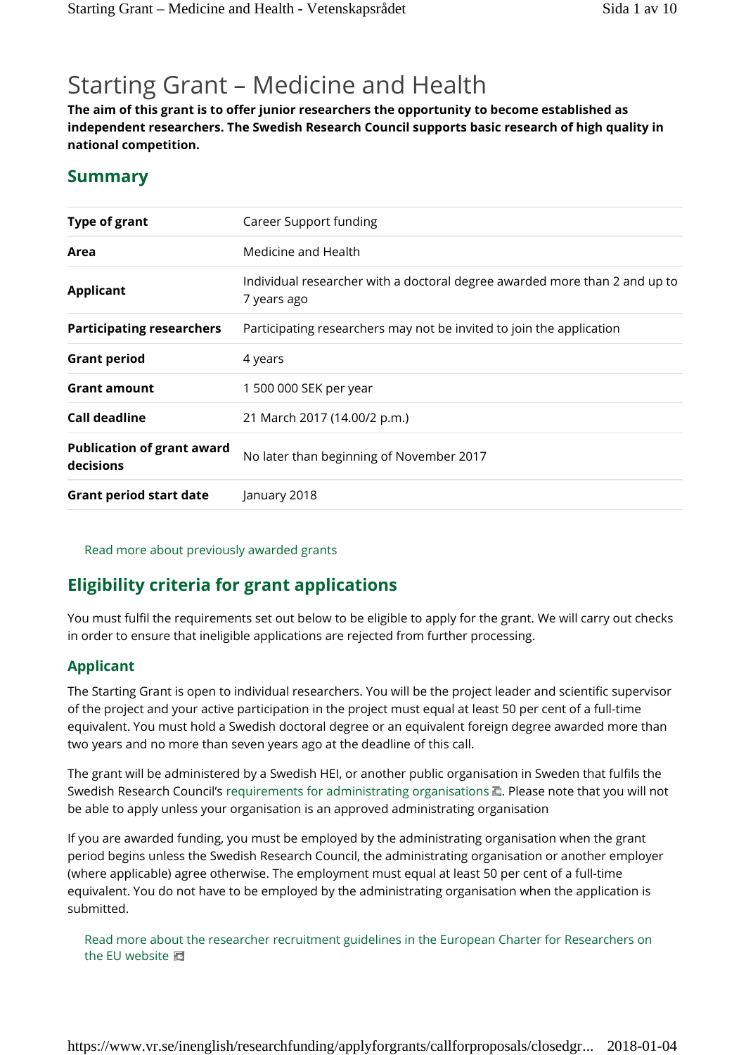# Starting Grant – Medicine and Health

**The aim of this grant is to offer junior researchers the opportunity to become established as independent researchers. The Swedish Research Council supports basic research of high quality in national competition.**

## Summary

| | |
|---|---|
| **Type of grant** | Career Support funding |
| **Area** | Medicine and Health |
| **Applicant** | Individual researcher with a doctoral degree awarded more than 2 and up to 7 years ago |
| **Participating researchers** | Participating researchers may not be invited to join the application |
| **Grant period** | 4 years |
| **Grant amount** | 1 500 000 SEK per year |
| **Call deadline** | 21 March 2017 (14.00/2 p.m.) |
| **Publication of grant award decisions** | No later than beginning of November 2017 |
| **Grant period start date** | January 2018 |

Read more about previously awarded grants

## Eligibility criteria for grant applications

You must fulfil the requirements set out below to be eligible to apply for the grant. We will carry out checks in order to ensure that ineligible applications are rejected from further processing.

### Applicant

The Starting Grant is open to individual researchers. You will be the project leader and scientific supervisor of the project and your active participation in the project must equal at least 50 per cent of a full-time equivalent. You must hold a Swedish doctoral degree or an equivalent foreign degree awarded more than two years and no more than seven years ago at the deadline of this call.

The grant will be administered by a Swedish HEI, or another public organisation in Sweden that fulfils the Swedish Research Council's requirements for administrating organisations. Please note that you will not be able to apply unless your organisation is an approved administrating organisation

If you are awarded funding, you must be employed by the administrating organisation when the grant period begins unless the Swedish Research Council, the administrating organisation or another employer (where applicable) agree otherwise. The employment must equal at least 50 per cent of a full-time equivalent. You do not have to be employed by the administrating organisation when the application is submitted.

Read more about the researcher recruitment guidelines in the European Charter for Researchers on the EU website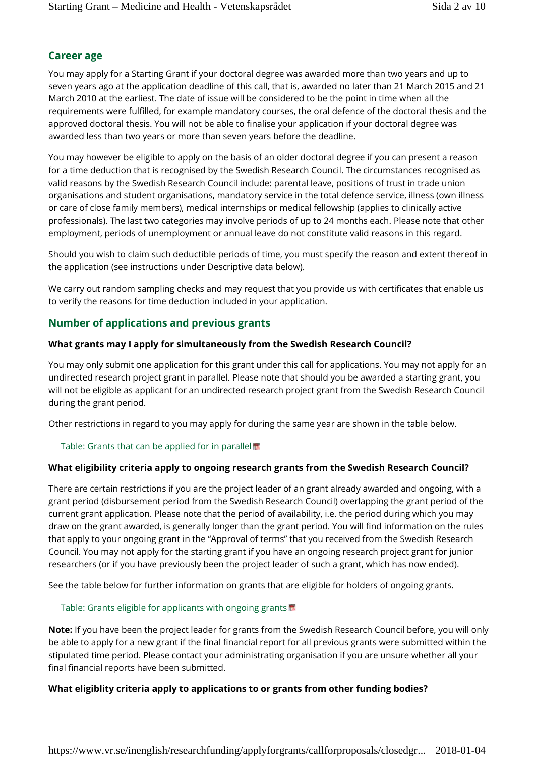## Career age

You may apply for a Starting Grant if your doctoral degree was awarded more than two years and up to seven years ago at the application deadline of this call, that is, awarded no later than 21 March 2015 and 21 March 2010 at the earliest. The date of issue will be considered to be the point in time when all the requirements were fulfilled, for example mandatory courses, the oral defence of the doctoral thesis and the approved doctoral thesis. You will not be able to finalise your application if your doctoral degree was awarded less than two years or more than seven years before the deadline.

You may however be eligible to apply on the basis of an older doctoral degree if you can present a reason for a time deduction that is recognised by the Swedish Research Council. The circumstances recognised as valid reasons by the Swedish Research Council include: parental leave, positions of trust in trade union organisations and student organisations, mandatory service in the total defence service, illness (own illness or care of close family members), medical internships or medical fellowship (applies to clinically active professionals). The last two categories may involve periods of up to 24 months each. Please note that other employment, periods of unemployment or annual leave do not constitute valid reasons in this regard.

Should you wish to claim such deductible periods of time, you must specify the reason and extent thereof in the application (see instructions under Descriptive data below).

We carry out random sampling checks and may request that you provide us with certificates that enable us to verify the reasons for time deduction included in your application.

## Number of applications and previous grants

### What grants may I apply for simultaneously from the Swedish Research Council?

You may only submit one application for this grant under this call for applications. You may not apply for an undirected research project grant in parallel. Please note that should you be awarded a starting grant, you will not be eligible as applicant for an undirected research project grant from the Swedish Research Council during the grant period.

Other restrictions in regard to you may apply for during the same year are shown in the table below.

Table: Grants that can be applied for in parallel

### What eligibility criteria apply to ongoing research grants from the Swedish Research Council?

There are certain restrictions if you are the project leader of an grant already awarded and ongoing, with a grant period (disbursement period from the Swedish Research Council) overlapping the grant period of the current grant application. Please note that the period of availability, i.e. the period during which you may draw on the grant awarded, is generally longer than the grant period. You will find information on the rules that apply to your ongoing grant in the "Approval of terms" that you received from the Swedish Research Council. You may not apply for the starting grant if you have an ongoing research project grant for junior researchers (or if you have previously been the project leader of such a grant, which has now ended).

See the table below for further information on grants that are eligible for holders of ongoing grants.

Table: Grants eligible for applicants with ongoing grants

**Note:** If you have been the project leader for grants from the Swedish Research Council before, you will only be able to apply for a new grant if the final financial report for all previous grants were submitted within the stipulated time period. Please contact your administrating organisation if you are unsure whether all your final financial reports have been submitted.

### What eligiblity criteria apply to applications to or grants from other funding bodies?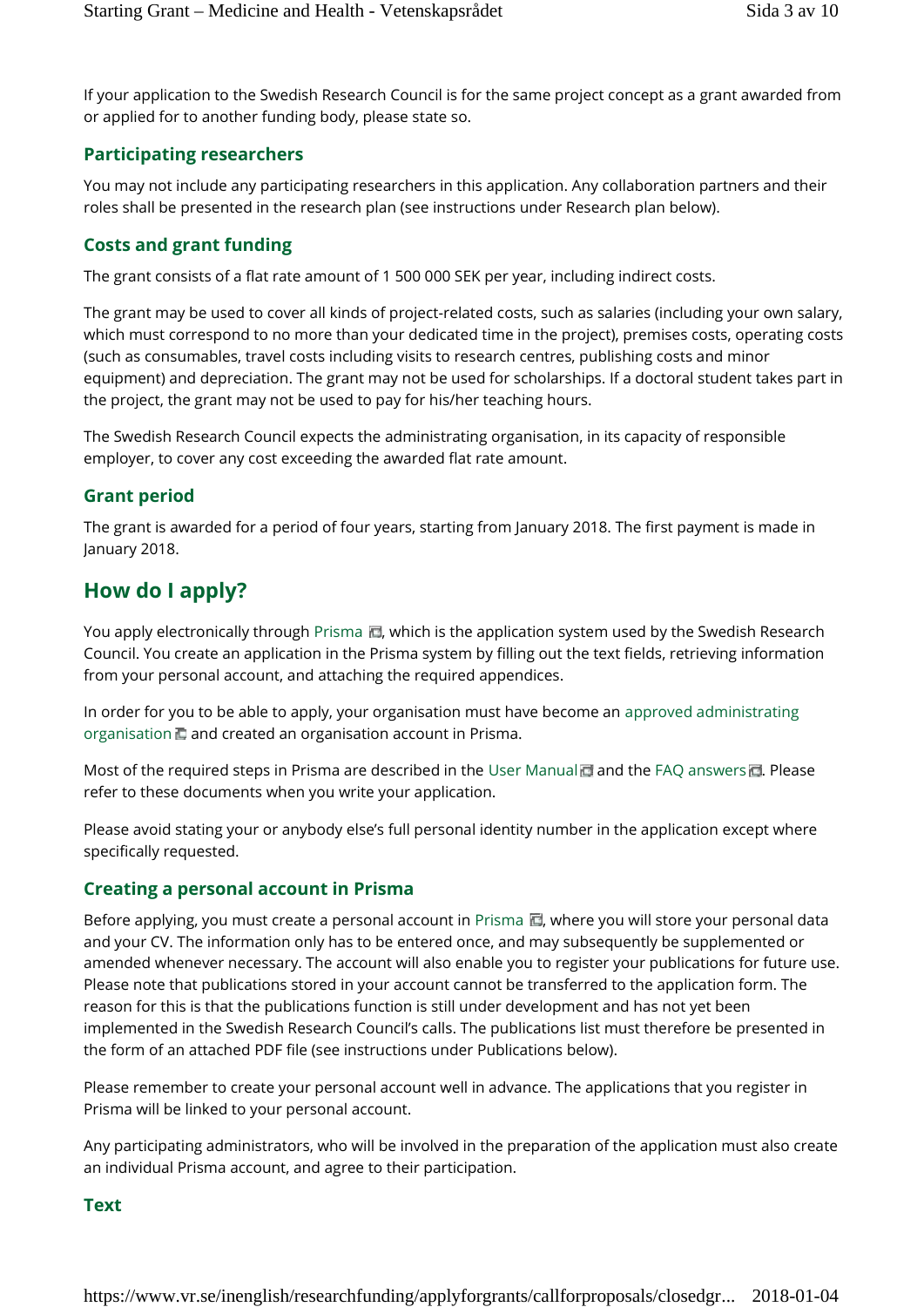If your application to the Swedish Research Council is for the same project concept as a grant awarded from or applied for to another funding body, please state so.

### Participating researchers

You may not include any participating researchers in this application. Any collaboration partners and their roles shall be presented in the research plan (see instructions under Research plan below).

### Costs and grant funding

The grant consists of a flat rate amount of 1 500 000 SEK per year, including indirect costs.

The grant may be used to cover all kinds of project-related costs, such as salaries (including your own salary, which must correspond to no more than your dedicated time in the project), premises costs, operating costs (such as consumables, travel costs including visits to research centres, publishing costs and minor equipment) and depreciation. The grant may not be used for scholarships. If a doctoral student takes part in the project, the grant may not be used to pay for his/her teaching hours.

The Swedish Research Council expects the administrating organisation, in its capacity of responsible employer, to cover any cost exceeding the awarded flat rate amount.

### Grant period

The grant is awarded for a period of four years, starting from January 2018. The first payment is made in January 2018.

## How do I apply?

You apply electronically through Prisma, which is the application system used by the Swedish Research Council. You create an application in the Prisma system by filling out the text fields, retrieving information from your personal account, and attaching the required appendices.

In order for you to be able to apply, your organisation must have become an approved administrating organisation and created an organisation account in Prisma.

Most of the required steps in Prisma are described in the User Manual and the FAQ answers. Please refer to these documents when you write your application.

Please avoid stating your or anybody else's full personal identity number in the application except where specifically requested.

### Creating a personal account in Prisma

Before applying, you must create a personal account in Prisma, where you will store your personal data and your CV. The information only has to be entered once, and may subsequently be supplemented or amended whenever necessary. The account will also enable you to register your publications for future use. Please note that publications stored in your account cannot be transferred to the application form. The reason for this is that the publications function is still under development and has not yet been implemented in the Swedish Research Council's calls. The publications list must therefore be presented in the form of an attached PDF file (see instructions under Publications below).

Please remember to create your personal account well in advance. The applications that you register in Prisma will be linked to your personal account.

Any participating administrators, who will be involved in the preparation of the application must also create an individual Prisma account, and agree to their participation.

### Text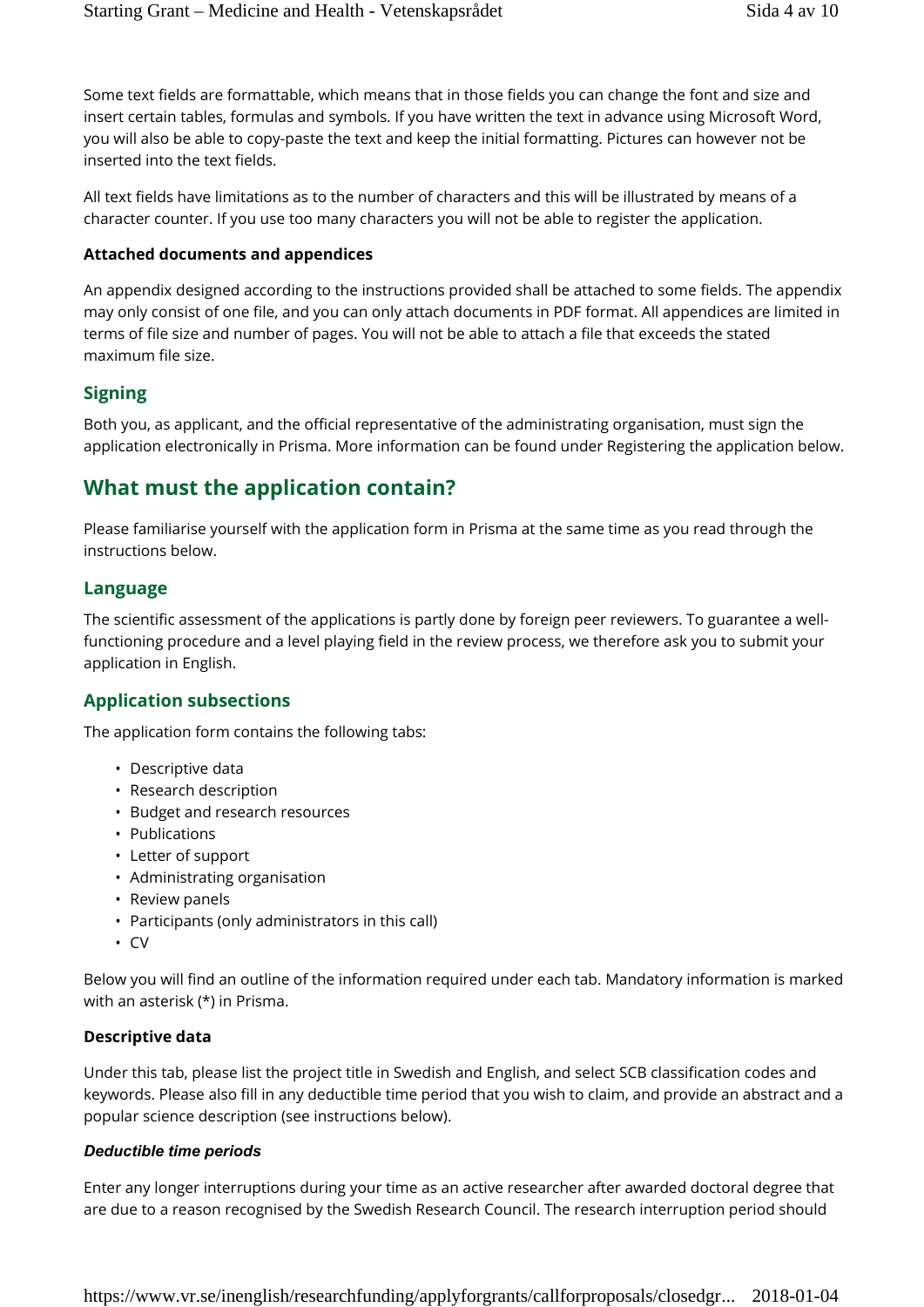Some text fields are formattable, which means that in those fields you can change the font and size and insert certain tables, formulas and symbols. If you have written the text in advance using Microsoft Word, you will also be able to copy-paste the text and keep the initial formatting. Pictures can however not be inserted into the text fields.

All text fields have limitations as to the number of characters and this will be illustrated by means of a character counter. If you use too many characters you will not be able to register the application.

**Attached documents and appendices**

An appendix designed according to the instructions provided shall be attached to some fields. The appendix may only consist of one file, and you can only attach documents in PDF format. All appendices are limited in terms of file size and number of pages. You will not be able to attach a file that exceeds the stated maximum file size.

### Signing

Both you, as applicant, and the official representative of the administrating organisation, must sign the application electronically in Prisma. More information can be found under Registering the application below.

## What must the application contain?

Please familiarise yourself with the application form in Prisma at the same time as you read through the instructions below.

### Language

The scientific assessment of the applications is partly done by foreign peer reviewers. To guarantee a well-functioning procedure and a level playing field in the review process, we therefore ask you to submit your application in English.

### Application subsections

The application form contains the following tabs:

- Descriptive data
- Research description
- Budget and research resources
- Publications
- Letter of support
- Administrating organisation
- Review panels
- Participants (only administrators in this call)
- CV

Below you will find an outline of the information required under each tab. Mandatory information is marked with an asterisk (*) in Prisma.

**Descriptive data**

Under this tab, please list the project title in Swedish and English, and select SCB classification codes and keywords. Please also fill in any deductible time period that you wish to claim, and provide an abstract and a popular science description (see instructions below).

***Deductible time periods***

Enter any longer interruptions during your time as an active researcher after awarded doctoral degree that are due to a reason recognised by the Swedish Research Council. The research interruption period should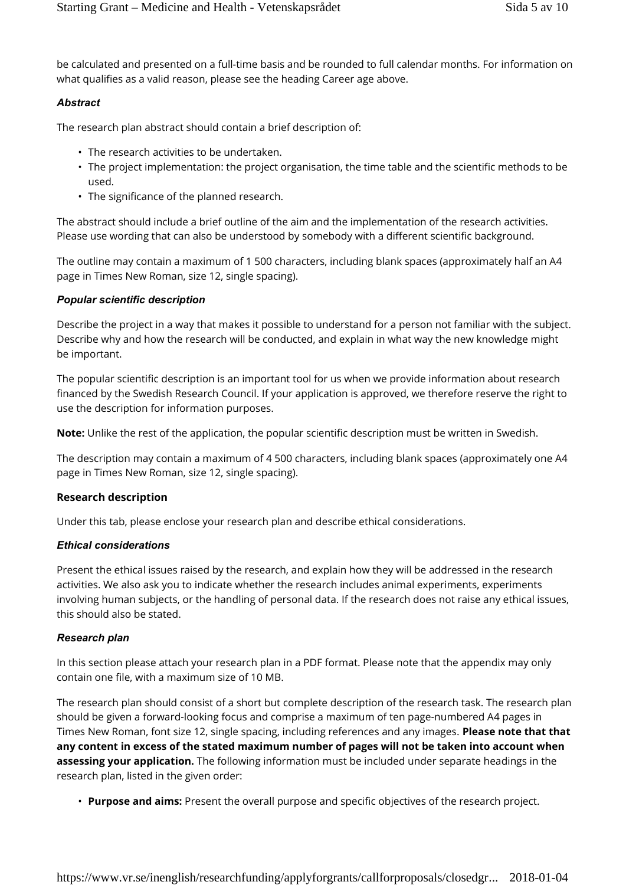be calculated and presented on a full-time basis and be rounded to full calendar months. For information on what qualifies as a valid reason, please see the heading Career age above.

### *Abstract*

The research plan abstract should contain a brief description of:

- The research activities to be undertaken.
- The project implementation: the project organisation, the time table and the scientific methods to be used.
- The significance of the planned research.

The abstract should include a brief outline of the aim and the implementation of the research activities. Please use wording that can also be understood by somebody with a different scientific background.

The outline may contain a maximum of 1 500 characters, including blank spaces (approximately half an A4 page in Times New Roman, size 12, single spacing).

### *Popular scientific description*

Describe the project in a way that makes it possible to understand for a person not familiar with the subject. Describe why and how the research will be conducted, and explain in what way the new knowledge might be important.

The popular scientific description is an important tool for us when we provide information about research financed by the Swedish Research Council. If your application is approved, we therefore reserve the right to use the description for information purposes.

**Note:** Unlike the rest of the application, the popular scientific description must be written in Swedish.

The description may contain a maximum of 4 500 characters, including blank spaces (approximately one A4 page in Times New Roman, size 12, single spacing).

## Research description

Under this tab, please enclose your research plan and describe ethical considerations.

### *Ethical considerations*

Present the ethical issues raised by the research, and explain how they will be addressed in the research activities. We also ask you to indicate whether the research includes animal experiments, experiments involving human subjects, or the handling of personal data. If the research does not raise any ethical issues, this should also be stated.

### *Research plan*

In this section please attach your research plan in a PDF format. Please note that the appendix may only contain one file, with a maximum size of 10 MB.

The research plan should consist of a short but complete description of the research task. The research plan should be given a forward-looking focus and comprise a maximum of ten page-numbered A4 pages in Times New Roman, font size 12, single spacing, including references and any images. **Please note that that any content in excess of the stated maximum number of pages will not be taken into account when assessing your application.** The following information must be included under separate headings in the research plan, listed in the given order:

- **Purpose and aims:** Present the overall purpose and specific objectives of the research project.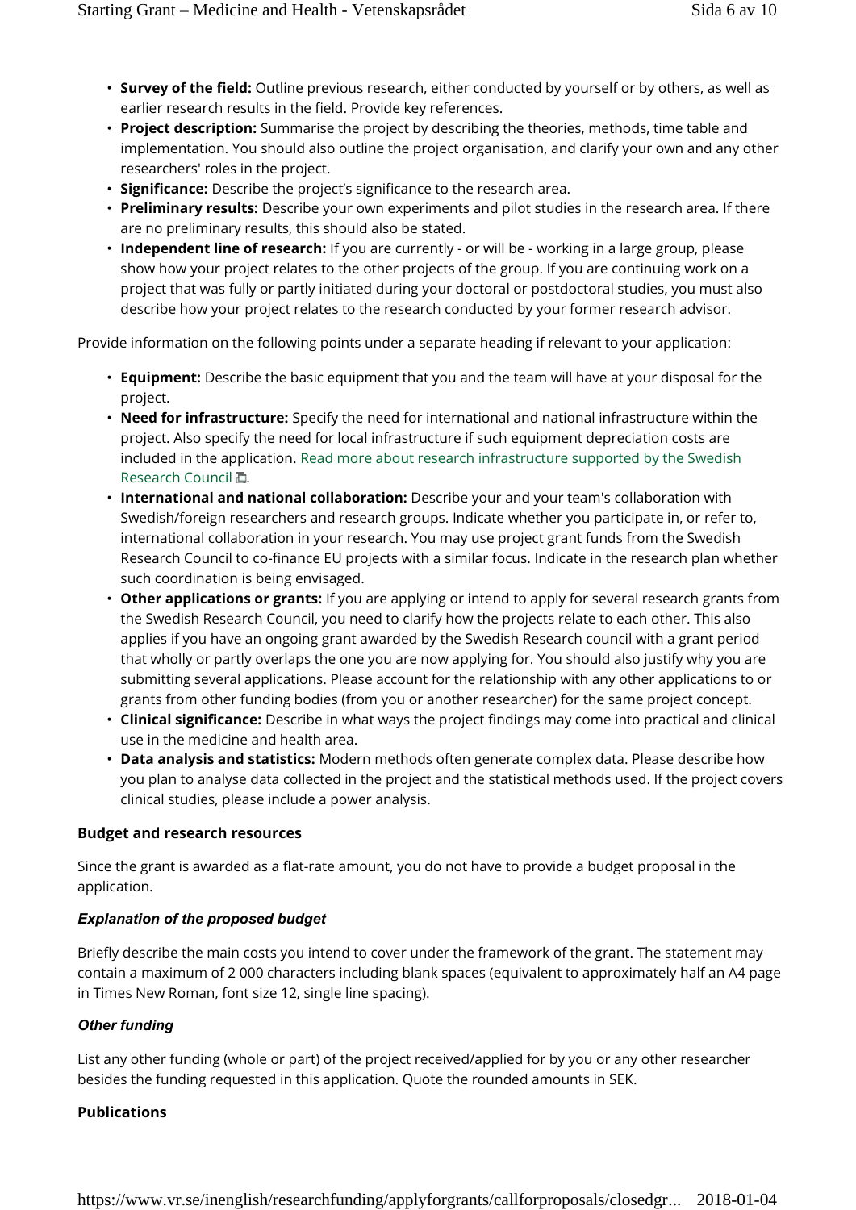- **Survey of the field:** Outline previous research, either conducted by yourself or by others, as well as earlier research results in the field. Provide key references.
- **Project description:** Summarise the project by describing the theories, methods, time table and implementation. You should also outline the project organisation, and clarify your own and any other researchers' roles in the project.
- **Significance:** Describe the project's significance to the research area.
- **Preliminary results:** Describe your own experiments and pilot studies in the research area. If there are no preliminary results, this should also be stated.
- **Independent line of research:** If you are currently - or will be - working in a large group, please show how your project relates to the other projects of the group. If you are continuing work on a project that was fully or partly initiated during your doctoral or postdoctoral studies, you must also describe how your project relates to the research conducted by your former research advisor.

Provide information on the following points under a separate heading if relevant to your application:

- **Equipment:** Describe the basic equipment that you and the team will have at your disposal for the project.
- **Need for infrastructure:** Specify the need for international and national infrastructure within the project. Also specify the need for local infrastructure if such equipment depreciation costs are included in the application. Read more about research infrastructure supported by the Swedish Research Council.
- **International and national collaboration:** Describe your and your team's collaboration with Swedish/foreign researchers and research groups. Indicate whether you participate in, or refer to, international collaboration in your research. You may use project grant funds from the Swedish Research Council to co-finance EU projects with a similar focus. Indicate in the research plan whether such coordination is being envisaged.
- **Other applications or grants:** If you are applying or intend to apply for several research grants from the Swedish Research Council, you need to clarify how the projects relate to each other. This also applies if you have an ongoing grant awarded by the Swedish Research council with a grant period that wholly or partly overlaps the one you are now applying for. You should also justify why you are submitting several applications. Please account for the relationship with any other applications to or grants from other funding bodies (from you or another researcher) for the same project concept.
- **Clinical significance:** Describe in what ways the project findings may come into practical and clinical use in the medicine and health area.
- **Data analysis and statistics:** Modern methods often generate complex data. Please describe how you plan to analyse data collected in the project and the statistical methods used. If the project covers clinical studies, please include a power analysis.

### Budget and research resources

Since the grant is awarded as a flat-rate amount, you do not have to provide a budget proposal in the application.

#### *Explanation of the proposed budget*

Briefly describe the main costs you intend to cover under the framework of the grant. The statement may contain a maximum of 2 000 characters including blank spaces (equivalent to approximately half an A4 page in Times New Roman, font size 12, single line spacing).

#### *Other funding*

List any other funding (whole or part) of the project received/applied for by you or any other researcher besides the funding requested in this application. Quote the rounded amounts in SEK.

### Publications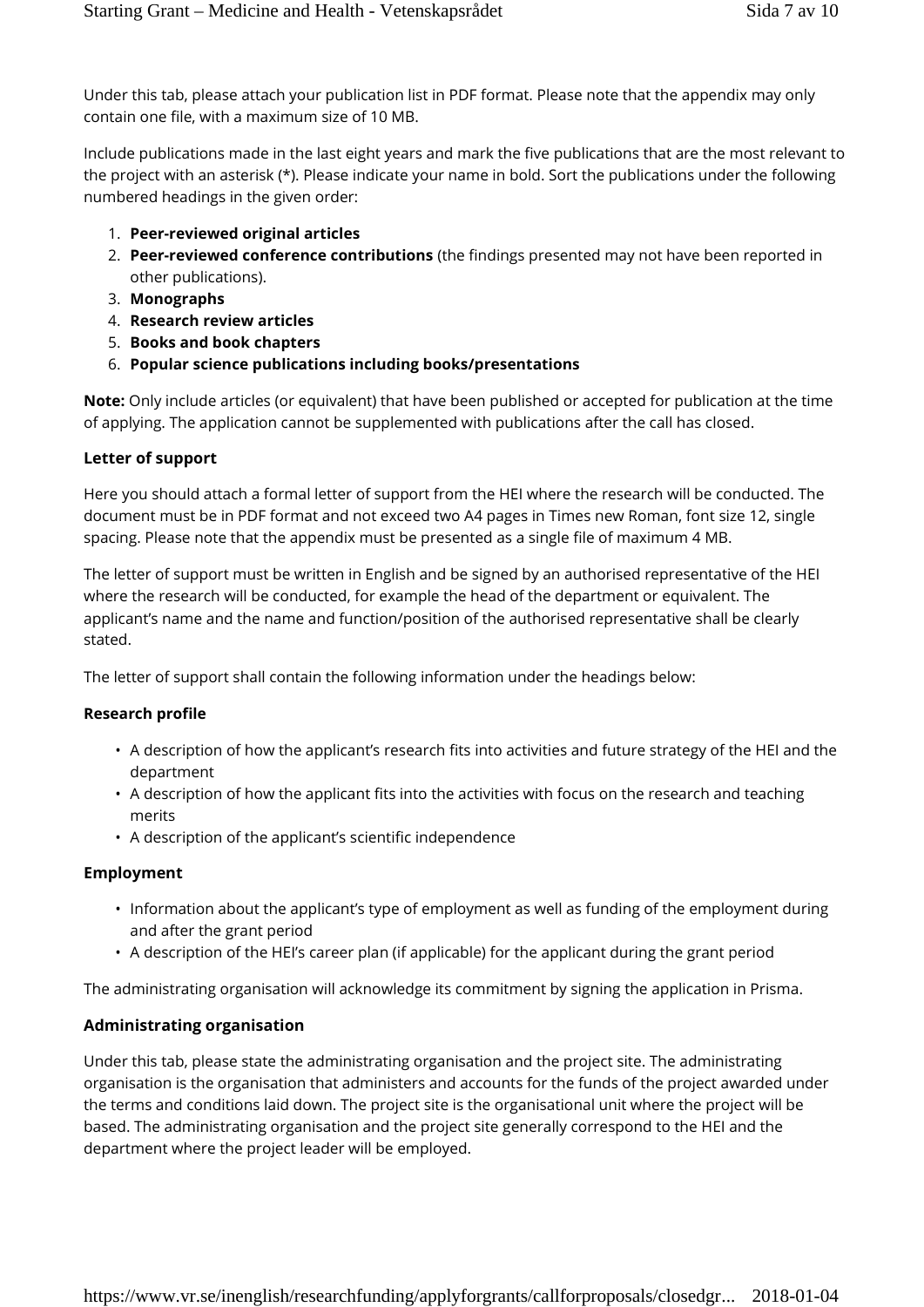Under this tab, please attach your publication list in PDF format. Please note that the appendix may only contain one file, with a maximum size of 10 MB.

Include publications made in the last eight years and mark the five publications that are the most relevant to the project with an asterisk (*). Please indicate your name in bold. Sort the publications under the following numbered headings in the given order:

1. **Peer-reviewed original articles**
2. **Peer-reviewed conference contributions** (the findings presented may not have been reported in other publications).
3. **Monographs**
4. **Research review articles**
5. **Books and book chapters**
6. **Popular science publications including books/presentations**

**Note:** Only include articles (or equivalent) that have been published or accepted for publication at the time of applying. The application cannot be supplemented with publications after the call has closed.

**Letter of support**

Here you should attach a formal letter of support from the HEI where the research will be conducted. The document must be in PDF format and not exceed two A4 pages in Times new Roman, font size 12, single spacing. Please note that the appendix must be presented as a single file of maximum 4 MB.

The letter of support must be written in English and be signed by an authorised representative of the HEI where the research will be conducted, for example the head of the department or equivalent. The applicant's name and the name and function/position of the authorised representative shall be clearly stated.

The letter of support shall contain the following information under the headings below:

**Research profile**

- A description of how the applicant's research fits into activities and future strategy of the HEI and the department
- A description of how the applicant fits into the activities with focus on the research and teaching merits
- A description of the applicant's scientific independence

**Employment**

- Information about the applicant's type of employment as well as funding of the employment during and after the grant period
- A description of the HEI's career plan (if applicable) for the applicant during the grant period

The administrating organisation will acknowledge its commitment by signing the application in Prisma.

**Administrating organisation**

Under this tab, please state the administrating organisation and the project site. The administrating organisation is the organisation that administers and accounts for the funds of the project awarded under the terms and conditions laid down. The project site is the organisational unit where the project will be based. The administrating organisation and the project site generally correspond to the HEI and the department where the project leader will be employed.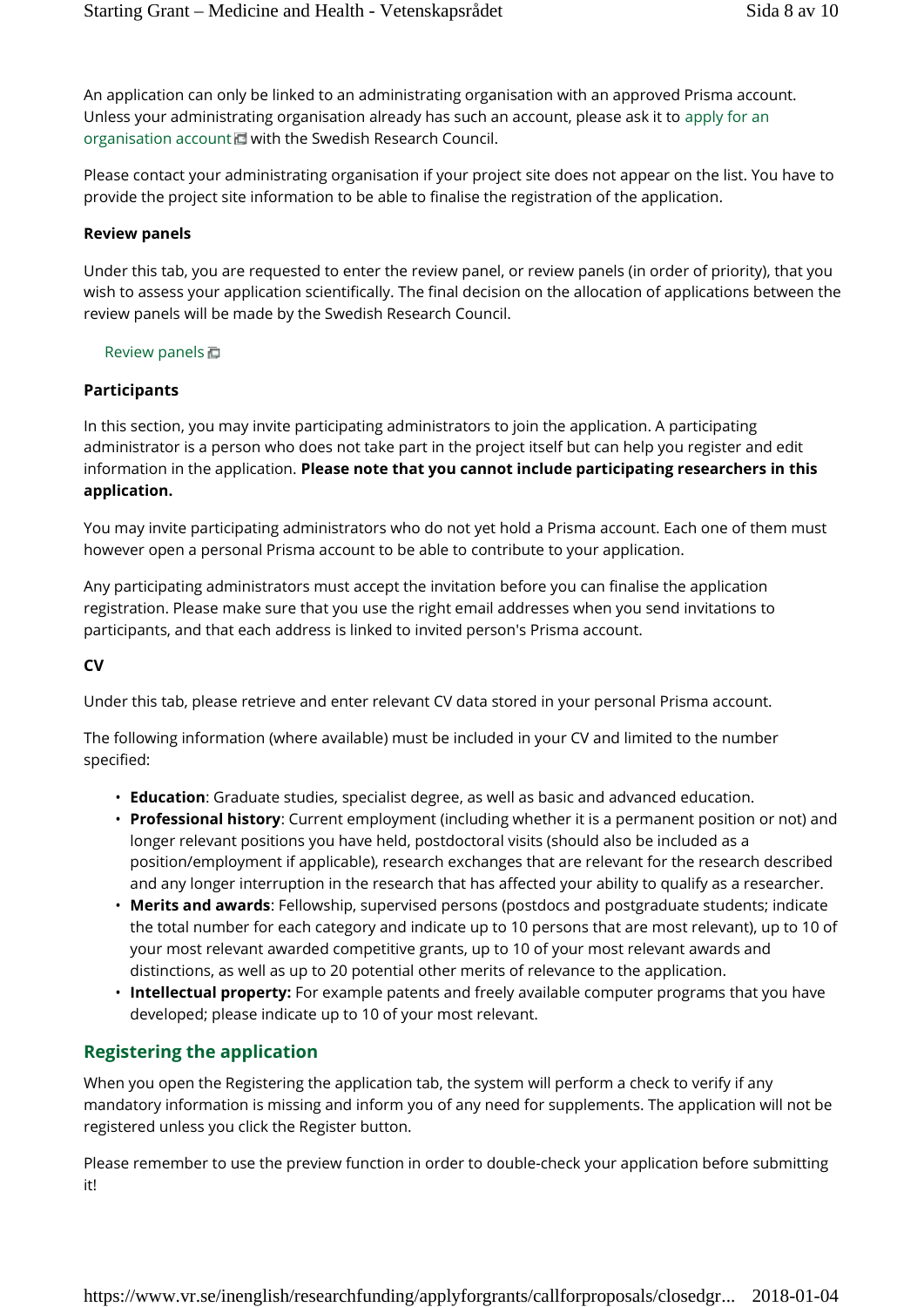An application can only be linked to an administrating organisation with an approved Prisma account. Unless your administrating organisation already has such an account, please ask it to apply for an organisation account with the Swedish Research Council.

Please contact your administrating organisation if your project site does not appear on the list. You have to provide the project site information to be able to finalise the registration of the application.

**Review panels**

Under this tab, you are requested to enter the review panel, or review panels (in order of priority), that you wish to assess your application scientifically. The final decision on the allocation of applications between the review panels will be made by the Swedish Research Council.

Review panels

**Participants**

In this section, you may invite participating administrators to join the application. A participating administrator is a person who does not take part in the project itself but can help you register and edit information in the application. **Please note that you cannot include participating researchers in this application.**

You may invite participating administrators who do not yet hold a Prisma account. Each one of them must however open a personal Prisma account to be able to contribute to your application.

Any participating administrators must accept the invitation before you can finalise the application registration. Please make sure that you use the right email addresses when you send invitations to participants, and that each address is linked to invited person's Prisma account.

**CV**

Under this tab, please retrieve and enter relevant CV data stored in your personal Prisma account.

The following information (where available) must be included in your CV and limited to the number specified:

- **Education**: Graduate studies, specialist degree, as well as basic and advanced education.
- **Professional history**: Current employment (including whether it is a permanent position or not) and longer relevant positions you have held, postdoctoral visits (should also be included as a position/employment if applicable), research exchanges that are relevant for the research described and any longer interruption in the research that has affected your ability to qualify as a researcher.
- **Merits and awards**: Fellowship, supervised persons (postdocs and postgraduate students; indicate the total number for each category and indicate up to 10 persons that are most relevant), up to 10 of your most relevant awarded competitive grants, up to 10 of your most relevant awards and distinctions, as well as up to 20 potential other merits of relevance to the application.
- **Intellectual property:** For example patents and freely available computer programs that you have developed; please indicate up to 10 of your most relevant.

## Registering the application

When you open the Registering the application tab, the system will perform a check to verify if any mandatory information is missing and inform you of any need for supplements. The application will not be registered unless you click the Register button.

Please remember to use the preview function in order to double-check your application before submitting it!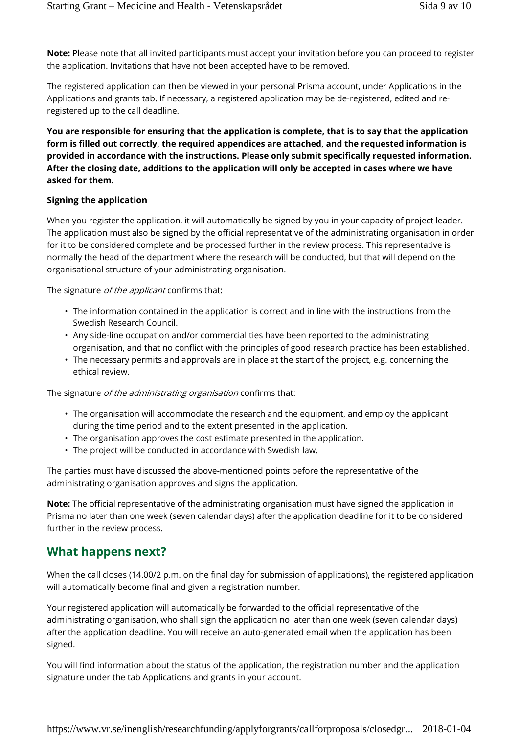**Note:** Please note that all invited participants must accept your invitation before you can proceed to register the application. Invitations that have not been accepted have to be removed.

The registered application can then be viewed in your personal Prisma account, under Applications in the Applications and grants tab. If necessary, a registered application may be de-registered, edited and re-registered up to the call deadline.

**You are responsible for ensuring that the application is complete, that is to say that the application form is filled out correctly, the required appendices are attached, and the requested information is provided in accordance with the instructions. Please only submit specifically requested information. After the closing date, additions to the application will only be accepted in cases where we have asked for them.**

**Signing the application**

When you register the application, it will automatically be signed by you in your capacity of project leader. The application must also be signed by the official representative of the administrating organisation in order for it to be considered complete and be processed further in the review process. This representative is normally the head of the department where the research will be conducted, but that will depend on the organisational structure of your administrating organisation.

The signature *of the applicant* confirms that:

- The information contained in the application is correct and in line with the instructions from the Swedish Research Council.
- Any side-line occupation and/or commercial ties have been reported to the administrating organisation, and that no conflict with the principles of good research practice has been established.
- The necessary permits and approvals are in place at the start of the project, e.g. concerning the ethical review.

The signature *of the administrating organisation* confirms that:

- The organisation will accommodate the research and the equipment, and employ the applicant during the time period and to the extent presented in the application.
- The organisation approves the cost estimate presented in the application.
- The project will be conducted in accordance with Swedish law.

The parties must have discussed the above-mentioned points before the representative of the administrating organisation approves and signs the application.

**Note:** The official representative of the administrating organisation must have signed the application in Prisma no later than one week (seven calendar days) after the application deadline for it to be considered further in the review process.

## What happens next?

When the call closes (14.00/2 p.m. on the final day for submission of applications), the registered application will automatically become final and given a registration number.

Your registered application will automatically be forwarded to the official representative of the administrating organisation, who shall sign the application no later than one week (seven calendar days) after the application deadline. You will receive an auto-generated email when the application has been signed.

You will find information about the status of the application, the registration number and the application signature under the tab Applications and grants in your account.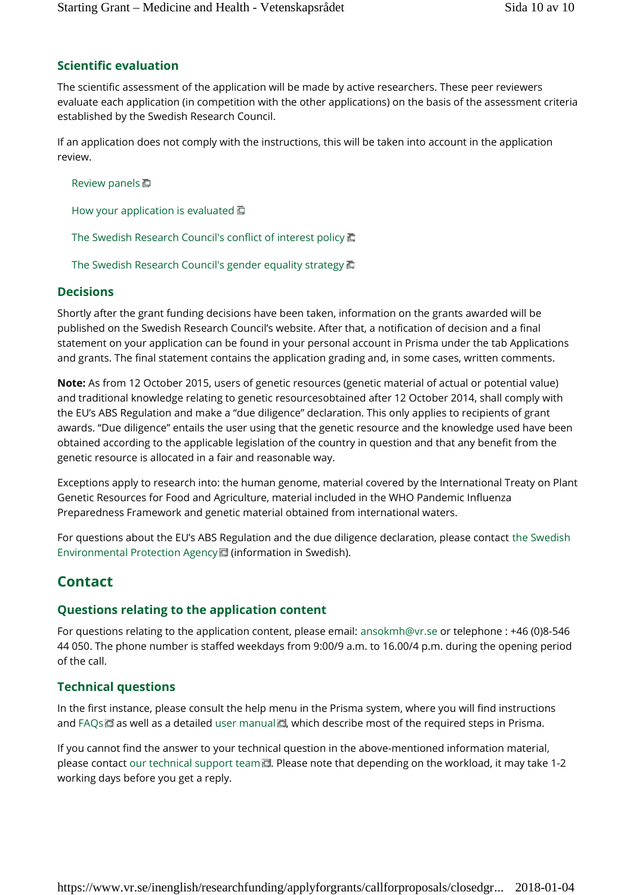### Scientific evaluation

The scientific assessment of the application will be made by active researchers. These peer reviewers evaluate each application (in competition with the other applications) on the basis of the assessment criteria established by the Swedish Research Council.

If an application does not comply with the instructions, this will be taken into account in the application review.

Review panels

How your application is evaluated

The Swedish Research Council's conflict of interest policy

The Swedish Research Council's gender equality strategy

### Decisions

Shortly after the grant funding decisions have been taken, information on the grants awarded will be published on the Swedish Research Council's website. After that, a notification of decision and a final statement on your application can be found in your personal account in Prisma under the tab Applications and grants. The final statement contains the application grading and, in some cases, written comments.

**Note:** As from 12 October 2015, users of genetic resources (genetic material of actual or potential value) and traditional knowledge relating to genetic resourcesobtained after 12 October 2014, shall comply with the EU's ABS Regulation and make a "due diligence" declaration. This only applies to recipients of grant awards. "Due diligence" entails the user using that the genetic resource and the knowledge used have been obtained according to the applicable legislation of the country in question and that any benefit from the genetic resource is allocated in a fair and reasonable way.

Exceptions apply to research into: the human genome, material covered by the International Treaty on Plant Genetic Resources for Food and Agriculture, material included in the WHO Pandemic Influenza Preparedness Framework and genetic material obtained from international waters.

For questions about the EU's ABS Regulation and the due diligence declaration, please contact the Swedish Environmental Protection Agency (information in Swedish).

## Contact

### Questions relating to the application content

For questions relating to the application content, please email: ansokmh@vr.se or telephone : +46 (0)8-546 44 050. The phone number is staffed weekdays from 9:00/9 a.m. to 16.00/4 p.m. during the opening period of the call.

### Technical questions

In the first instance, please consult the help menu in the Prisma system, where you will find instructions and FAQs as well as a detailed user manual, which describe most of the required steps in Prisma.

If you cannot find the answer to your technical question in the above-mentioned information material, please contact our technical support team. Please note that depending on the workload, it may take 1-2 working days before you get a reply.